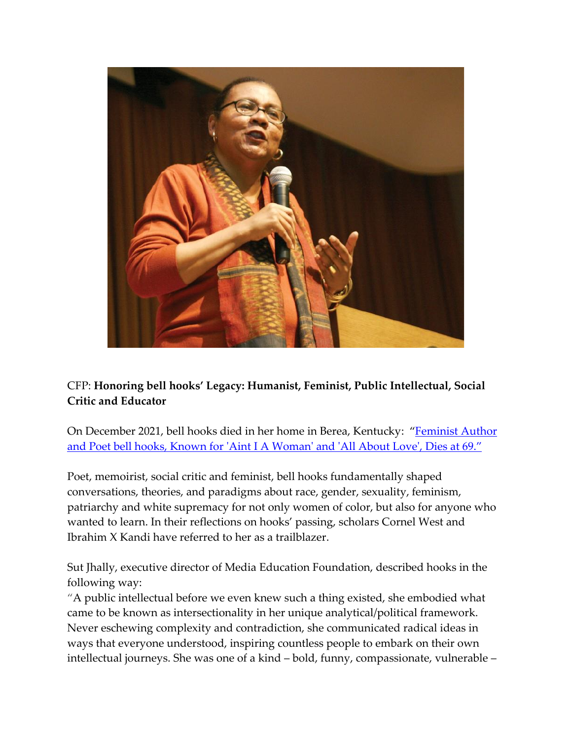CFP: **Honoring bell hooks' Legacy: Humanist, Feminist, Public Intellectual, Social Critic and Educator**

On December 2021, bell hooks died in her home in Berea, Kentucky: "[Feminist Author and Poet bell hooks, Known for 'Aint I A Woman' and 'All About Love', Dies at 69."]

Poet, memoirist, social critic and feminist, bell hooks fundamentally shaped conversations, theories, and paradigms about race, gender, sexuality, feminism, patriarchy and white supremacy for not only women of color, but also for anyone who wanted to learn. In their reflections on hooks' passing, scholars Cornel West and Ibrahim X Kandi have referred to her as a trailblazer.

Sut Jhally, executive director of Media Education Foundation, described hooks in the following way:

"A public intellectual before we even knew such a thing existed, she embodied what came to be known as intersectionality in her unique analytical/political framework. Never eschewing complexity and contradiction, she communicated radical ideas in ways that everyone understood, inspiring countless people to embark on their own intellectual journeys. She was one of a kind – bold, funny, compassionate, vulnerable –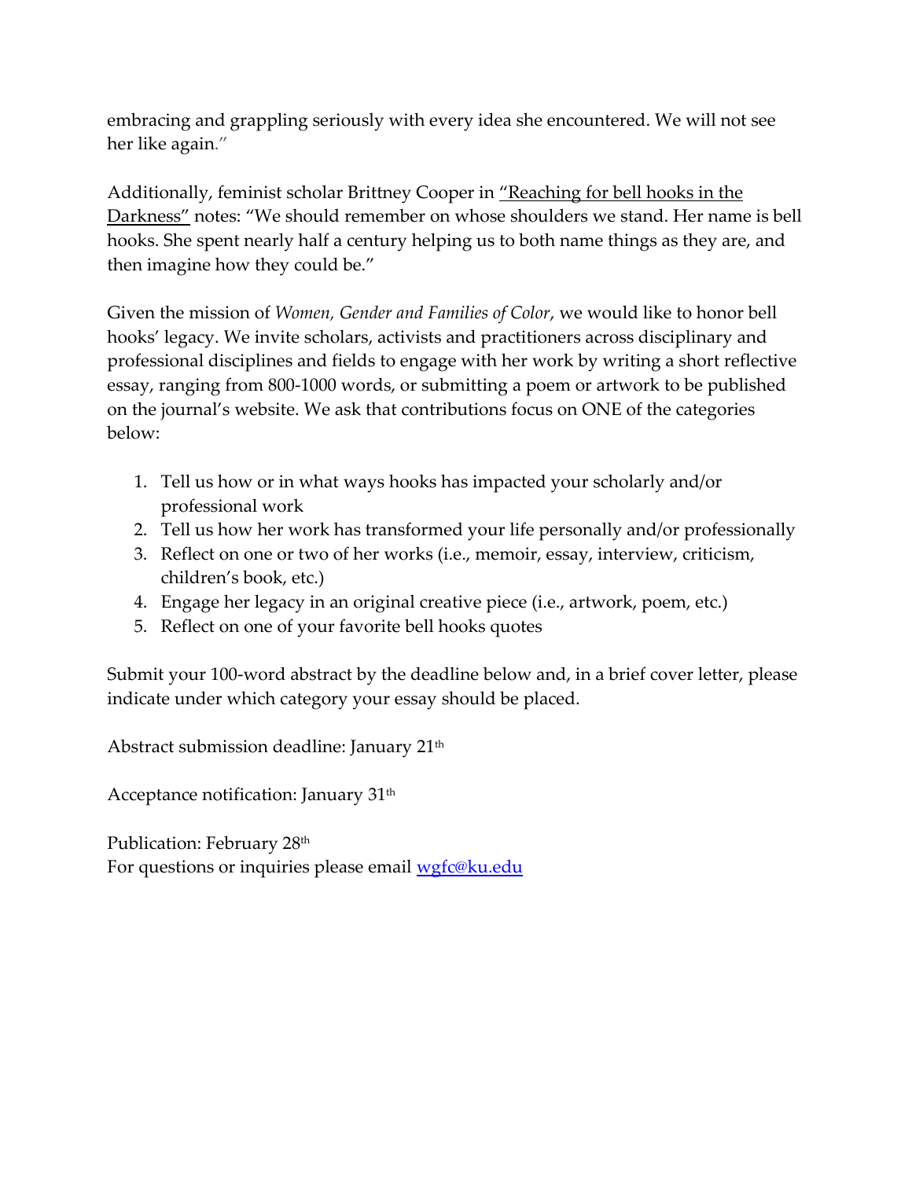embracing and grappling seriously with every idea she encountered. We will not see her like again."

Additionally, feminist scholar Brittney Cooper in "Reaching for bell hooks in the Darkness" notes: "We should remember on whose shoulders we stand. Her name is bell hooks. She spent nearly half a century helping us to both name things as they are, and then imagine how they could be."

Given the mission of *Women, Gender and Families of Color*, we would like to honor bell hooks' legacy. We invite scholars, activists and practitioners across disciplinary and professional disciplines and fields to engage with her work by writing a short reflective essay, ranging from 800-1000 words, or submitting a poem or artwork to be published on the journal's website. We ask that contributions focus on ONE of the categories below:

1. Tell us how or in what ways hooks has impacted your scholarly and/or professional work
2. Tell us how her work has transformed your life personally and/or professionally
3. Reflect on one or two of her works (i.e., memoir, essay, interview, criticism, children's book, etc.)
4. Engage her legacy in an original creative piece (i.e., artwork, poem, etc.)
5. Reflect on one of your favorite bell hooks quotes

Submit your 100-word abstract by the deadline below and, in a brief cover letter, please indicate under which category your essay should be placed.

Abstract submission deadline: January 21st

Acceptance notification: January 31st

Publication: February 28th
For questions or inquiries please email wgfc@ku.edu